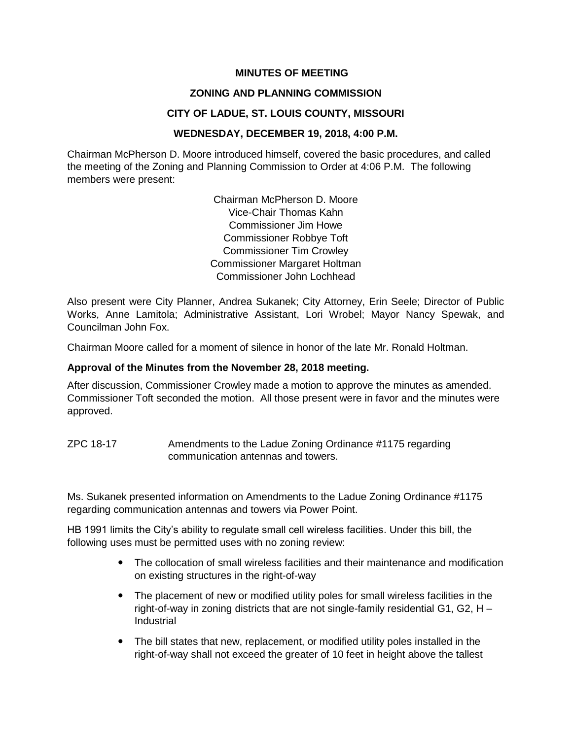**MINUTES OF MEETING**

**ZONING AND PLANNING COMMISSION**

**CITY OF LADUE, ST. LOUIS COUNTY, MISSOURI**

**WEDNESDAY, DECEMBER 19, 2018, 4:00 P.M.**

Chairman McPherson D. Moore introduced himself, covered the basic procedures, and called the meeting of the Zoning and Planning Commission to Order at 4:06 P.M. The following members were present:

Chairman McPherson D. Moore
Vice-Chair Thomas Kahn
Commissioner Jim Howe
Commissioner Robbye Toft
Commissioner Tim Crowley
Commissioner Margaret Holtman
Commissioner John Lochhead

Also present were City Planner, Andrea Sukanek; City Attorney, Erin Seele; Director of Public Works, Anne Lamitola; Administrative Assistant, Lori Wrobel; Mayor Nancy Spewak, and Councilman John Fox.

Chairman Moore called for a moment of silence in honor of the late Mr. Ronald Holtman.

**Approval of the Minutes from the November 28, 2018 meeting.**

After discussion, Commissioner Crowley made a motion to approve the minutes as amended. Commissioner Toft seconded the motion. All those present were in favor and the minutes were approved.

ZPC 18-17 Amendments to the Ladue Zoning Ordinance #1175 regarding communication antennas and towers.

Ms. Sukanek presented information on Amendments to the Ladue Zoning Ordinance #1175 regarding communication antennas and towers via Power Point.

HB 1991 limits the City's ability to regulate small cell wireless facilities. Under this bill, the following uses must be permitted uses with no zoning review:

- The collocation of small wireless facilities and their maintenance and modification on existing structures in the right-of-way
- The placement of new or modified utility poles for small wireless facilities in the right-of-way in zoning districts that are not single-family residential G1, G2, H – Industrial
- The bill states that new, replacement, or modified utility poles installed in the right-of-way shall not exceed the greater of 10 feet in height above the tallest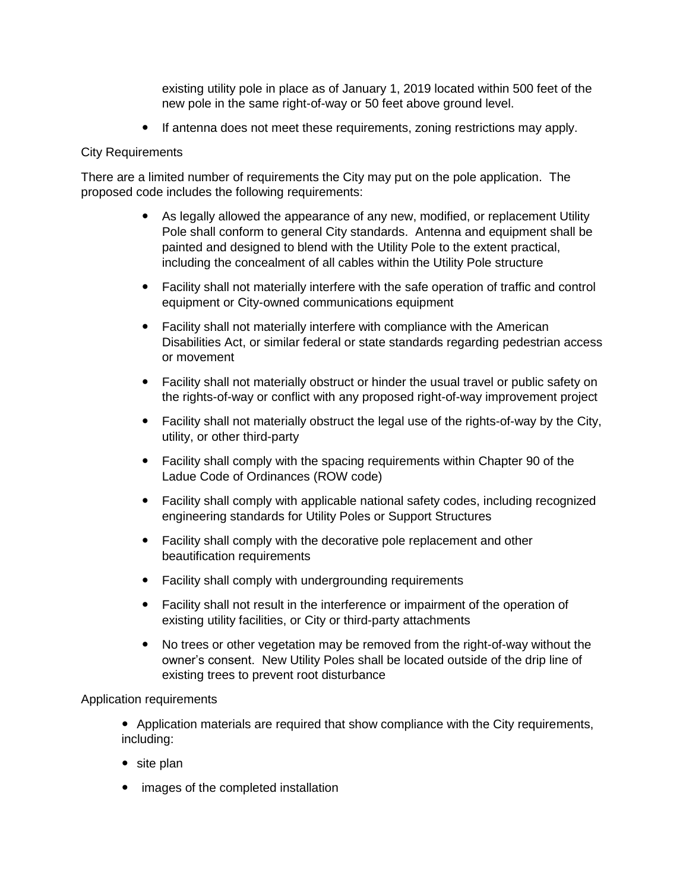existing utility pole in place as of January 1, 2019 located within 500 feet of the new pole in the same right-of-way or 50 feet above ground level.

- If antenna does not meet these requirements, zoning restrictions may apply.

City Requirements

There are a limited number of requirements the City may put on the pole application. The proposed code includes the following requirements:

- As legally allowed the appearance of any new, modified, or replacement Utility Pole shall conform to general City standards. Antenna and equipment shall be painted and designed to blend with the Utility Pole to the extent practical, including the concealment of all cables within the Utility Pole structure
- Facility shall not materially interfere with the safe operation of traffic and control equipment or City-owned communications equipment
- Facility shall not materially interfere with compliance with the American Disabilities Act, or similar federal or state standards regarding pedestrian access or movement
- Facility shall not materially obstruct or hinder the usual travel or public safety on the rights-of-way or conflict with any proposed right-of-way improvement project
- Facility shall not materially obstruct the legal use of the rights-of-way by the City, utility, or other third-party
- Facility shall comply with the spacing requirements within Chapter 90 of the Ladue Code of Ordinances (ROW code)
- Facility shall comply with applicable national safety codes, including recognized engineering standards for Utility Poles or Support Structures
- Facility shall comply with the decorative pole replacement and other beautification requirements
- Facility shall comply with undergrounding requirements
- Facility shall not result in the interference or impairment of the operation of existing utility facilities, or City or third-party attachments
- No trees or other vegetation may be removed from the right-of-way without the owner's consent. New Utility Poles shall be located outside of the drip line of existing trees to prevent root disturbance

Application requirements

- Application materials are required that show compliance with the City requirements, including:
- site plan
- images of the completed installation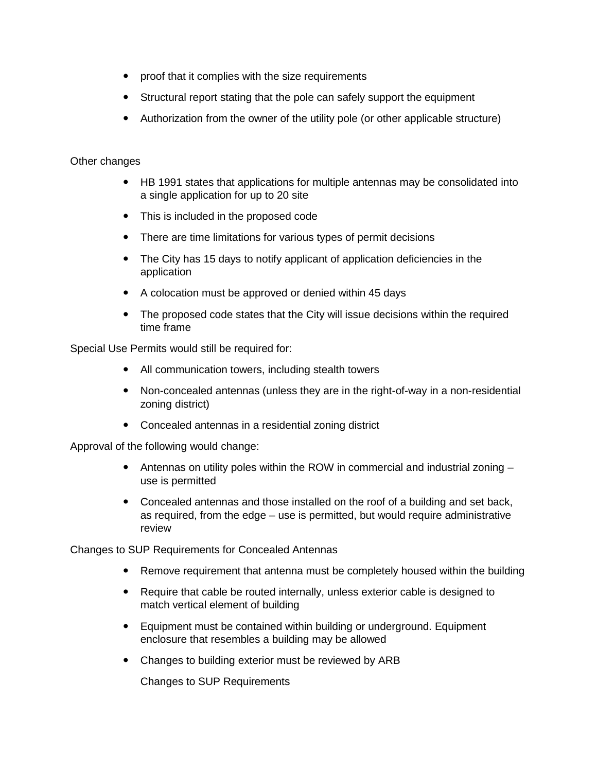- proof that it complies with the size requirements
- Structural report stating that the pole can safely support the equipment
- Authorization from the owner of the utility pole (or other applicable structure)

Other changes

- HB 1991 states that applications for multiple antennas may be consolidated into a single application for up to 20 site
- This is included in the proposed code
- There are time limitations for various types of permit decisions
- The City has 15 days to notify applicant of application deficiencies in the application
- A colocation must be approved or denied within 45 days
- The proposed code states that the City will issue decisions within the required time frame

Special Use Permits would still be required for:

- All communication towers, including stealth towers
- Non-concealed antennas (unless they are in the right-of-way in a non-residential zoning district)
- Concealed antennas in a residential zoning district

Approval of the following would change:

- Antennas on utility poles within the ROW in commercial and industrial zoning – use is permitted
- Concealed antennas and those installed on the roof of a building and set back, as required, from the edge – use is permitted, but would require administrative review

Changes to SUP Requirements for Concealed Antennas

- Remove requirement that antenna must be completely housed within the building
- Require that cable be routed internally, unless exterior cable is designed to match vertical element of building
- Equipment must be contained within building or underground. Equipment enclosure that resembles a building may be allowed
- Changes to building exterior must be reviewed by ARB

  Changes to SUP Requirements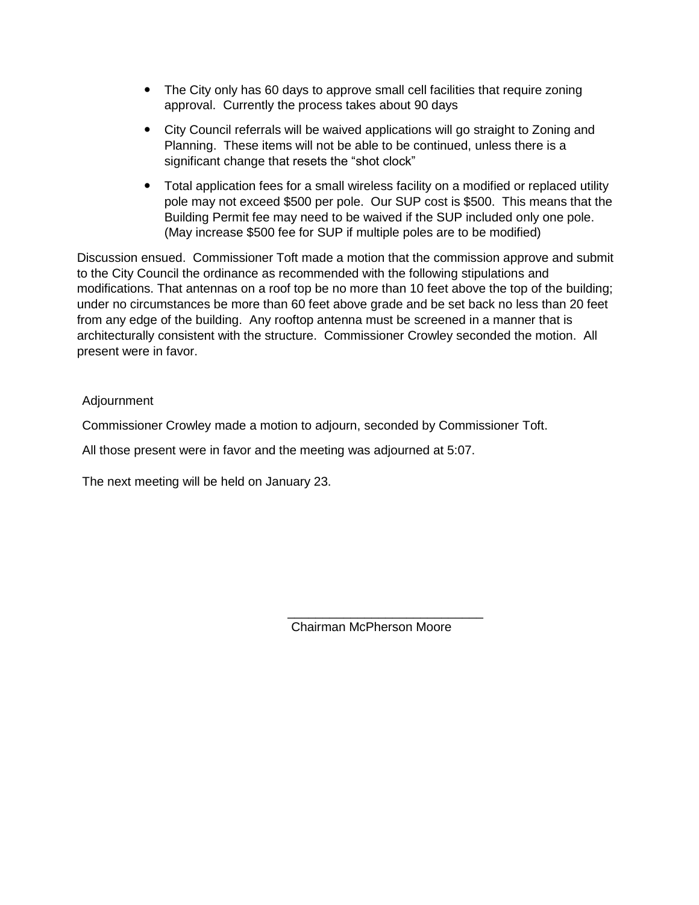- The City only has 60 days to approve small cell facilities that require zoning approval. Currently the process takes about 90 days
- City Council referrals will be waived applications will go straight to Zoning and Planning. These items will not be able to be continued, unless there is a significant change that resets the "shot clock"
- Total application fees for a small wireless facility on a modified or replaced utility pole may not exceed $500 per pole. Our SUP cost is $500. This means that the Building Permit fee may need to be waived if the SUP included only one pole. (May increase $500 fee for SUP if multiple poles are to be modified)

Discussion ensued. Commissioner Toft made a motion that the commission approve and submit to the City Council the ordinance as recommended with the following stipulations and modifications. That antennas on a roof top be no more than 10 feet above the top of the building; under no circumstances be more than 60 feet above grade and be set back no less than 20 feet from any edge of the building. Any rooftop antenna must be screened in a manner that is architecturally consistent with the structure. Commissioner Crowley seconded the motion. All present were in favor.

Adjournment

Commissioner Crowley made a motion to adjourn, seconded by Commissioner Toft.

All those present were in favor and the meeting was adjourned at 5:07.

The next meeting will be held on January 23.

\_\_\_\_\_\_\_\_\_\_\_\_\_\_\_\_\_\_\_\_\_\_\_\_\_\_\_\_

Chairman McPherson Moore